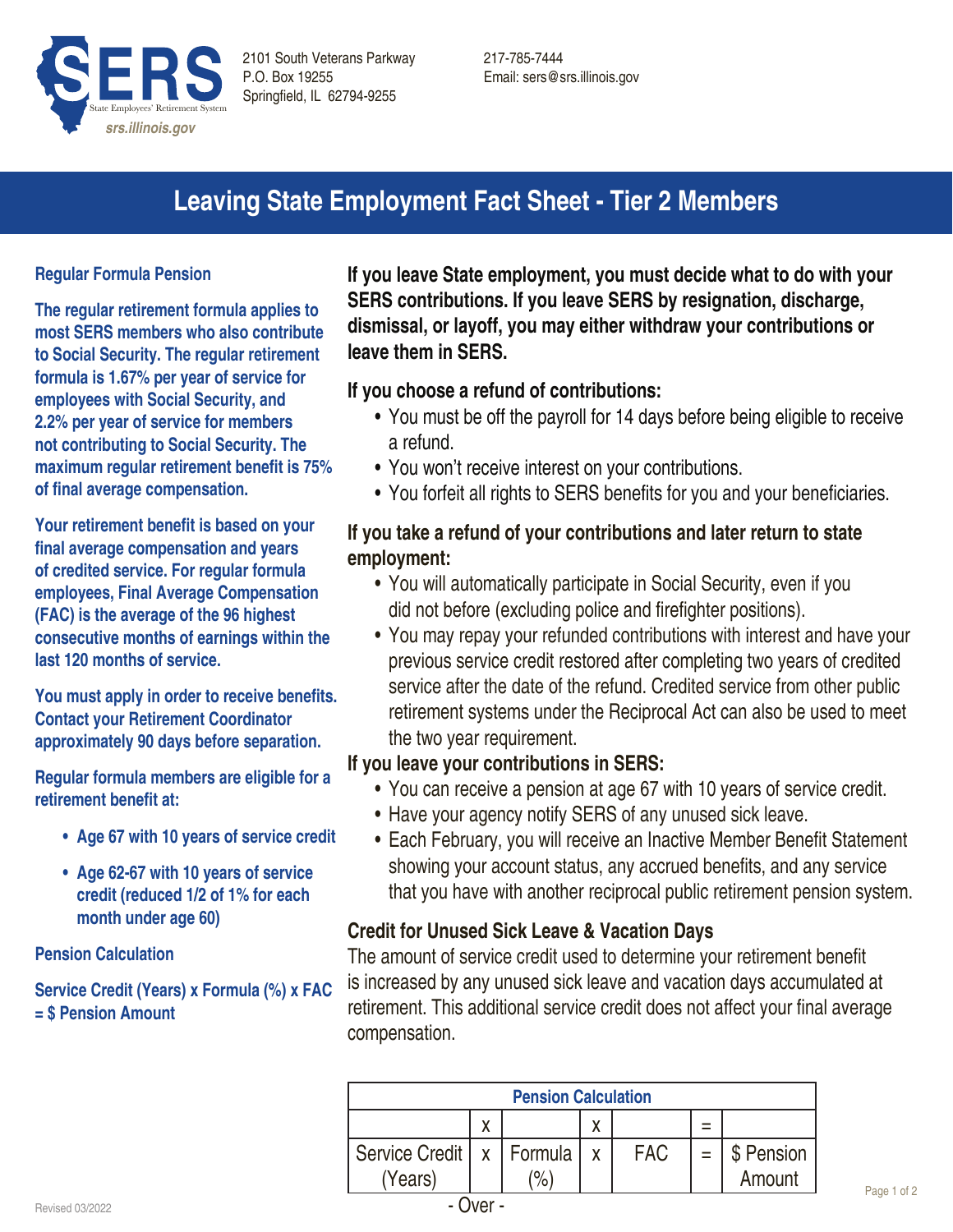SERS State Employees' Retirement System
srs.illinois.gov

2101 South Veterans Parkway
P.O. Box 19255
Springfield, IL 62794-9255

217-785-7444
Email: sers@srs.illinois.gov

# Leaving State Employment Fact Sheet - Tier 2 Members

## Regular Formula Pension

**The regular retirement formula applies to most SERS members who also contribute to Social Security. The regular retirement formula is 1.67% per year of service for employees with Social Security, and 2.2% per year of service for members not contributing to Social Security. The maximum regular retirement benefit is 75% of final average compensation.**

**Your retirement benefit is based on your final average compensation and years of credited service. For regular formula employees, Final Average Compensation (FAC) is the average of the 96 highest consecutive months of earnings within the last 120 months of service.**

**You must apply in order to receive benefits. Contact your Retirement Coordinator approximately 90 days before separation.**

**Regular formula members are eligible for a retirement benefit at:**

- **Age 67 with 10 years of service credit**
- **Age 62-67 with 10 years of service credit (reduced 1/2 of 1% for each month under age 60)**

## Pension Calculation

**Service Credit (Years) x Formula (%) x FAC = $ Pension Amount**

**If you leave State employment, you must decide what to do with your SERS contributions. If you leave SERS by resignation, discharge, dismissal, or layoff, you may either withdraw your contributions or leave them in SERS.**

### If you choose a refund of contributions:

- You must be off the payroll for 14 days before being eligible to receive a refund.
- You won't receive interest on your contributions.
- You forfeit all rights to SERS benefits for you and your beneficiaries.

### If you take a refund of your contributions and later return to state employment:

- You will automatically participate in Social Security, even if you did not before (excluding police and firefighter positions).
- You may repay your refunded contributions with interest and have your previous service credit restored after completing two years of credited service after the date of the refund. Credited service from other public retirement systems under the Reciprocal Act can also be used to meet the two year requirement.

### If you leave your contributions in SERS:

- You can receive a pension at age 67 with 10 years of service credit.
- Have your agency notify SERS of any unused sick leave.
- Each February, you will receive an Inactive Member Benefit Statement showing your account status, any accrued benefits, and any service that you have with another reciprocal public retirement pension system.

### Credit for Unused Sick Leave & Vacation Days

The amount of service credit used to determine your retirement benefit is increased by any unused sick leave and vacation days accumulated at retirement. This additional service credit does not affect your final average compensation.

| Pension Calculation | | | | | | |
|---|---|---|---|---|---|---|
| | x | | x | | = | |
| Service Credit (Years) | x | Formula (%) | x | FAC | = | $ Pension Amount |

- Over -

Revised 03/2022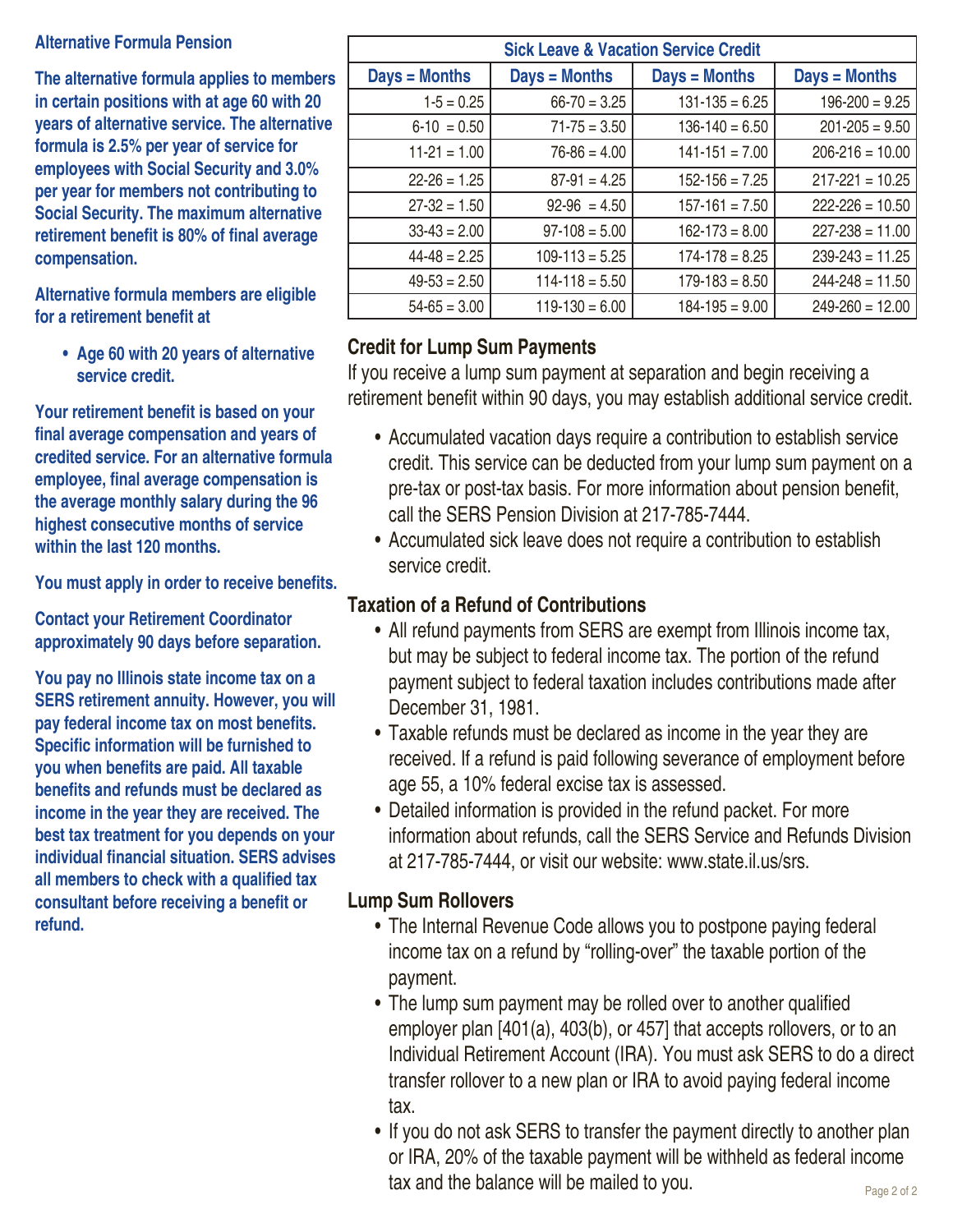## Alternative Formula Pension

**The alternative formula applies to members in certain positions with at age 60 with 20 years of alternative service. The alternative formula is 2.5% per year of service for employees with Social Security and 3.0% per year for members not contributing to Social Security. The maximum alternative retirement benefit is 80% of final average compensation.**

**Alternative formula members are eligible for a retirement benefit at**

- **Age 60 with 20 years of alternative service credit.**

**Your retirement benefit is based on your final average compensation and years of credited service. For an alternative formula employee, final average compensation is the average monthly salary during the 96 highest consecutive months of service within the last 120 months.**

**You must apply in order to receive benefits.**

**Contact your Retirement Coordinator approximately 90 days before separation.**

**You pay no Illinois state income tax on a SERS retirement annuity. However, you will pay federal income tax on most benefits. Specific information will be furnished to you when benefits are paid. All taxable benefits and refunds must be declared as income in the year they are received. The best tax treatment for you depends on your individual financial situation. SERS advises all members to check with a qualified tax consultant before receiving a benefit or refund.**

### Sick Leave & Vacation Service Credit

| Days = Months | Days = Months | Days = Months | Days = Months |
|---|---|---|---|
| 1-5 = 0.25 | 66-70 = 3.25 | 131-135 = 6.25 | 196-200 = 9.25 |
| 6-10 = 0.50 | 71-75 = 3.50 | 136-140 = 6.50 | 201-205 = 9.50 |
| 11-21 = 1.00 | 76-86 = 4.00 | 141-151 = 7.00 | 206-216 = 10.00 |
| 22-26 = 1.25 | 87-91 = 4.25 | 152-156 = 7.25 | 217-221 = 10.25 |
| 27-32 = 1.50 | 92-96 = 4.50 | 157-161 = 7.50 | 222-226 = 10.50 |
| 33-43 = 2.00 | 97-108 = 5.00 | 162-173 = 8.00 | 227-238 = 11.00 |
| 44-48 = 2.25 | 109-113 = 5.25 | 174-178 = 8.25 | 239-243 = 11.25 |
| 49-53 = 2.50 | 114-118 = 5.50 | 179-183 = 8.50 | 244-248 = 11.50 |
| 54-65 = 3.00 | 119-130 = 6.00 | 184-195 = 9.00 | 249-260 = 12.00 |

### Credit for Lump Sum Payments

If you receive a lump sum payment at separation and begin receiving a retirement benefit within 90 days, you may establish additional service credit.

- Accumulated vacation days require a contribution to establish service credit. This service can be deducted from your lump sum payment on a pre-tax or post-tax basis. For more information about pension benefit, call the SERS Pension Division at 217-785-7444.
- Accumulated sick leave does not require a contribution to establish service credit.

### Taxation of a Refund of Contributions

- All refund payments from SERS are exempt from Illinois income tax, but may be subject to federal income tax. The portion of the refund payment subject to federal taxation includes contributions made after December 31, 1981.
- Taxable refunds must be declared as income in the year they are received. If a refund is paid following severance of employment before age 55, a 10% federal excise tax is assessed.
- Detailed information is provided in the refund packet. For more information about refunds, call the SERS Service and Refunds Division at 217-785-7444, or visit our website: www.state.il.us/srs.

### Lump Sum Rollovers

- The Internal Revenue Code allows you to postpone paying federal income tax on a refund by "rolling-over" the taxable portion of the payment.
- The lump sum payment may be rolled over to another qualified employer plan [401(a), 403(b), or 457] that accepts rollovers, or to an Individual Retirement Account (IRA). You must ask SERS to do a direct transfer rollover to a new plan or IRA to avoid paying federal income tax.
- If you do not ask SERS to transfer the payment directly to another plan or IRA, 20% of the taxable payment will be withheld as federal income tax and the balance will be mailed to you.